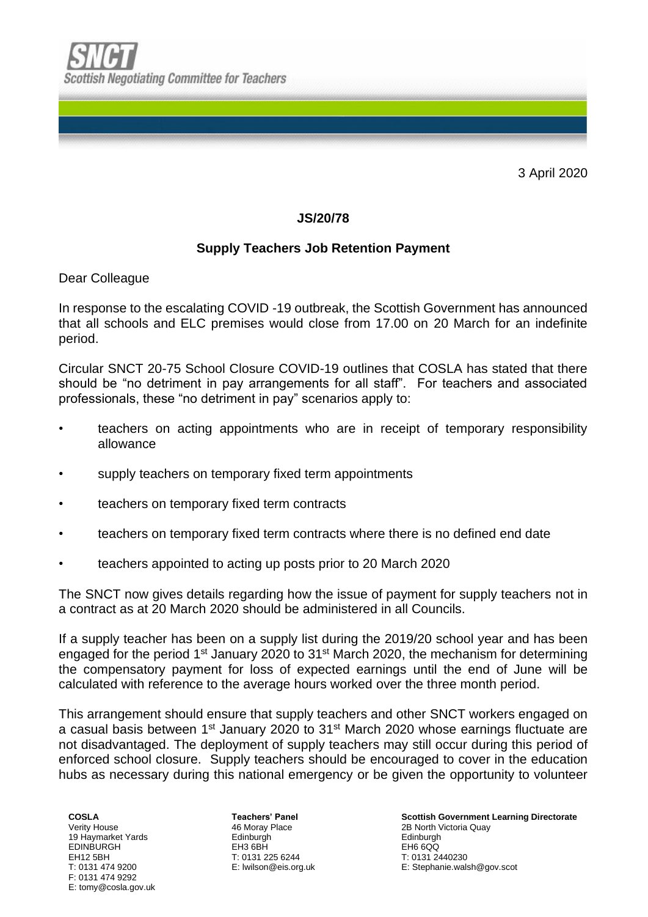**SNCT**
**Scottish Negotiating Committee for Teachers**

3 April 2020

**JS/20/78**

**Supply Teachers Job Retention Payment**

Dear Colleague

In response to the escalating COVID -19 outbreak, the Scottish Government has announced that all schools and ELC premises would close from 17.00 on 20 March for an indefinite period.

Circular SNCT 20-75 School Closure COVID-19 outlines that COSLA has stated that there should be "no detriment in pay arrangements for all staff". For teachers and associated professionals, these "no detriment in pay" scenarios apply to:

- teachers on acting appointments who are in receipt of temporary responsibility allowance
- supply teachers on temporary fixed term appointments
- teachers on temporary fixed term contracts
- teachers on temporary fixed term contracts where there is no defined end date
- teachers appointed to acting up posts prior to 20 March 2020

The SNCT now gives details regarding how the issue of payment for supply teachers not in a contract as at 20 March 2020 should be administered in all Councils.

If a supply teacher has been on a supply list during the 2019/20 school year and has been engaged for the period 1st January 2020 to 31st March 2020, the mechanism for determining the compensatory payment for loss of expected earnings until the end of June will be calculated with reference to the average hours worked over the three month period.

This arrangement should ensure that supply teachers and other SNCT workers engaged on a casual basis between 1st January 2020 to 31st March 2020 whose earnings fluctuate are not disadvantaged. The deployment of supply teachers may still occur during this period of enforced school closure. Supply teachers should be encouraged to cover in the education hubs as necessary during this national emergency or be given the opportunity to volunteer

**COSLA**
Verity House
19 Haymarket Yards
EDINBURGH
EH12 5BH
T: 0131 474 9200
F: 0131 474 9292
E: tomy@cosla.gov.uk

**Teachers' Panel**
46 Moray Place
Edinburgh
EH3 6BH
T: 0131 225 6244
E: lwilson@eis.org.uk

**Scottish Government Learning Directorate**
2B North Victoria Quay
Edinburgh
EH6 6QQ
T: 0131 2440230
E: Stephanie.walsh@gov.scot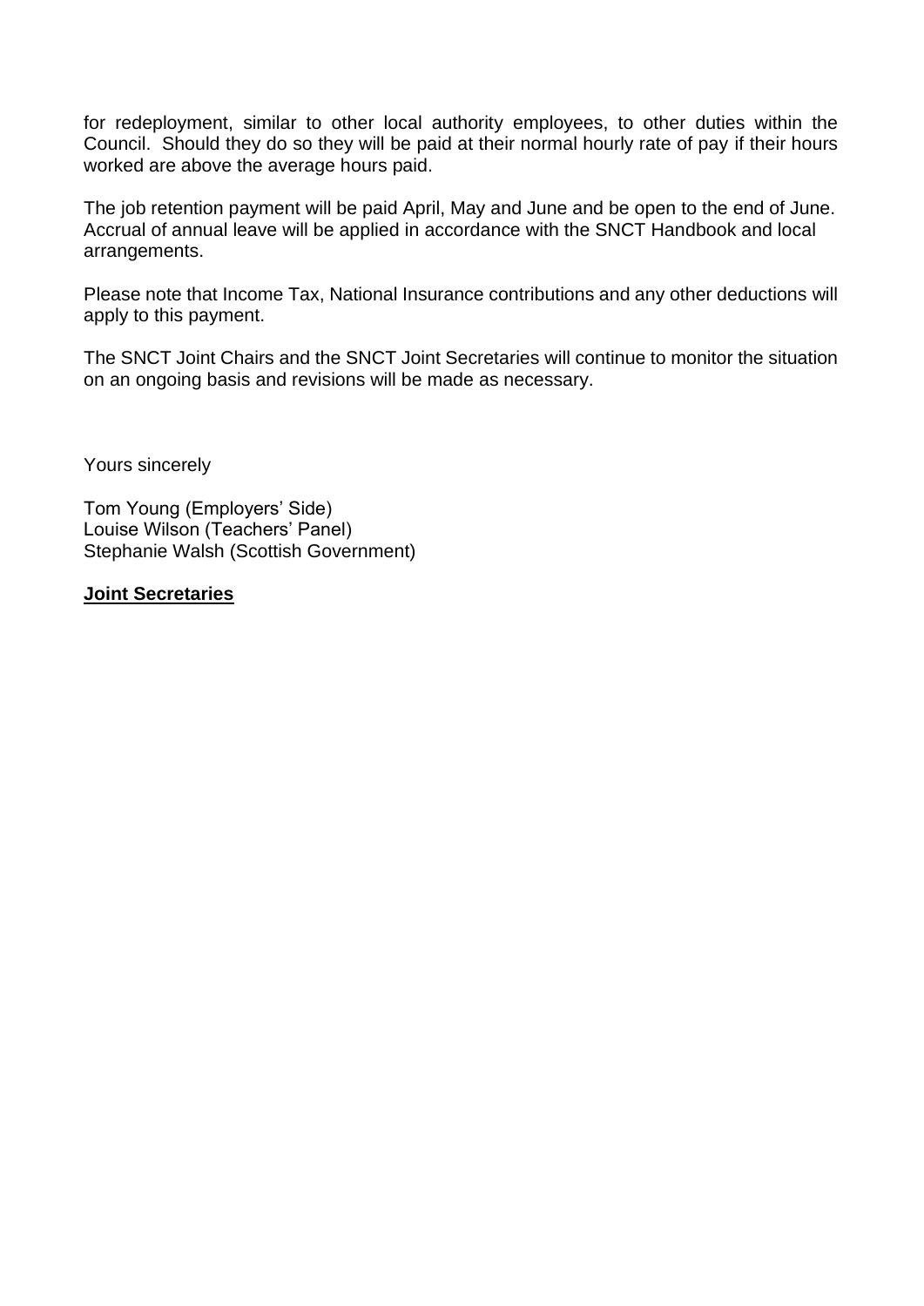for redeployment, similar to other local authority employees, to other duties within the Council. Should they do so they will be paid at their normal hourly rate of pay if their hours worked are above the average hours paid.

The job retention payment will be paid April, May and June and be open to the end of June. Accrual of annual leave will be applied in accordance with the SNCT Handbook and local arrangements.

Please note that Income Tax, National Insurance contributions and any other deductions will apply to this payment.

The SNCT Joint Chairs and the SNCT Joint Secretaries will continue to monitor the situation on an ongoing basis and revisions will be made as necessary.

Yours sincerely

Tom Young (Employers' Side)
Louise Wilson (Teachers' Panel)
Stephanie Walsh (Scottish Government)

**Joint Secretaries**